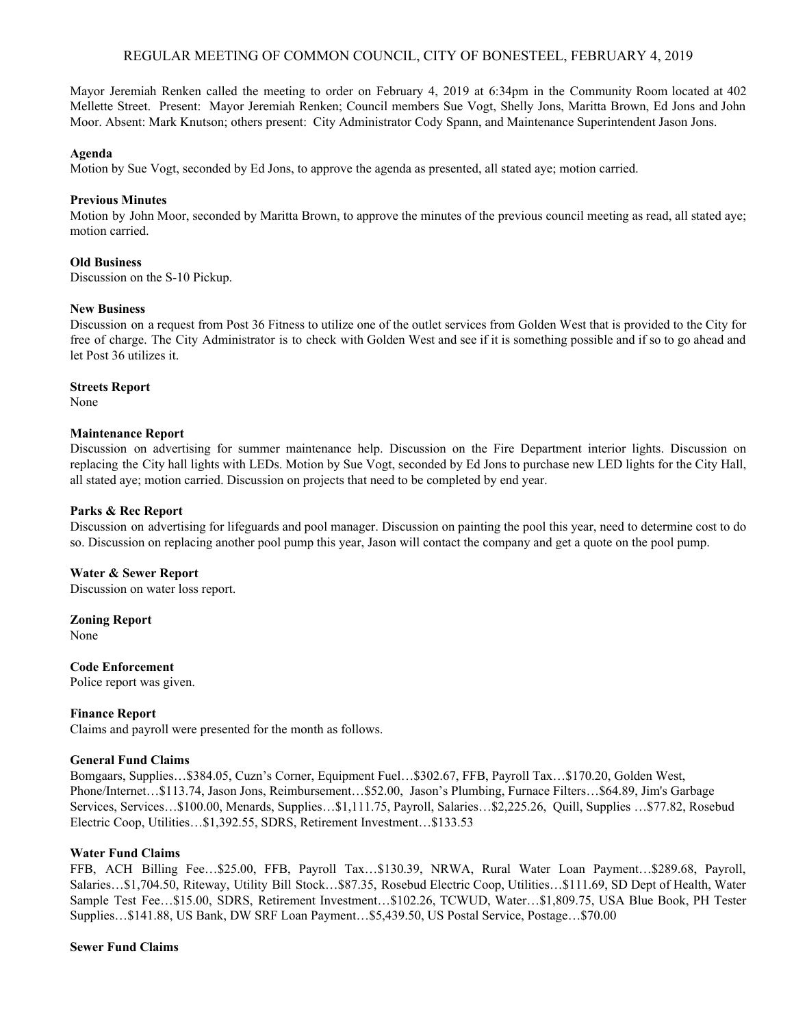# REGULAR MEETING OF COMMON COUNCIL, CITY OF BONESTEEL, FEBRUARY 4, 2019

Mayor Jeremiah Renken called the meeting to order on February 4, 2019 at 6:34pm in the Community Room located at 402 Mellette Street. Present: Mayor Jeremiah Renken; Council members Sue Vogt, Shelly Jons, Maritta Brown, Ed Jons and John Moor. Absent: Mark Knutson; others present: City Administrator Cody Spann, and Maintenance Superintendent Jason Jons.

**Agenda**
Motion by Sue Vogt, seconded by Ed Jons, to approve the agenda as presented, all stated aye; motion carried.

**Previous Minutes**
Motion by John Moor, seconded by Maritta Brown, to approve the minutes of the previous council meeting as read, all stated aye; motion carried.

**Old Business**
Discussion on the S-10 Pickup.

**New Business**
Discussion on a request from Post 36 Fitness to utilize one of the outlet services from Golden West that is provided to the City for free of charge. The City Administrator is to check with Golden West and see if it is something possible and if so to go ahead and let Post 36 utilizes it.

**Streets Report**
None

**Maintenance Report**
Discussion on advertising for summer maintenance help. Discussion on the Fire Department interior lights. Discussion on replacing the City hall lights with LEDs. Motion by Sue Vogt, seconded by Ed Jons to purchase new LED lights for the City Hall, all stated aye; motion carried. Discussion on projects that need to be completed by end year.

**Parks & Rec Report**
Discussion on advertising for lifeguards and pool manager. Discussion on painting the pool this year, need to determine cost to do so. Discussion on replacing another pool pump this year, Jason will contact the company and get a quote on the pool pump.

**Water & Sewer Report**
Discussion on water loss report.

**Zoning Report**
None

**Code Enforcement**
Police report was given.

**Finance Report**
Claims and payroll were presented for the month as follows.

**General Fund Claims**
Bomgaars, Supplies…$384.05, Cuzn's Corner, Equipment Fuel…$302.67, FFB, Payroll Tax…$170.20, Golden West, Phone/Internet…$113.74, Jason Jons, Reimbursement…$52.00, Jason's Plumbing, Furnace Filters…$64.89, Jim's Garbage Services, Services…$100.00, Menards, Supplies…$1,111.75, Payroll, Salaries…$2,225.26, Quill, Supplies …$77.82, Rosebud Electric Coop, Utilities…$1,392.55, SDRS, Retirement Investment…$133.53

**Water Fund Claims**
FFB, ACH Billing Fee…$25.00, FFB, Payroll Tax…$130.39, NRWA, Rural Water Loan Payment…$289.68, Payroll, Salaries…$1,704.50, Riteway, Utility Bill Stock…$87.35, Rosebud Electric Coop, Utilities…$111.69, SD Dept of Health, Water Sample Test Fee…$15.00, SDRS, Retirement Investment…$102.26, TCWUD, Water…$1,809.75, USA Blue Book, PH Tester Supplies…$141.88, US Bank, DW SRF Loan Payment…$5,439.50, US Postal Service, Postage…$70.00

**Sewer Fund Claims**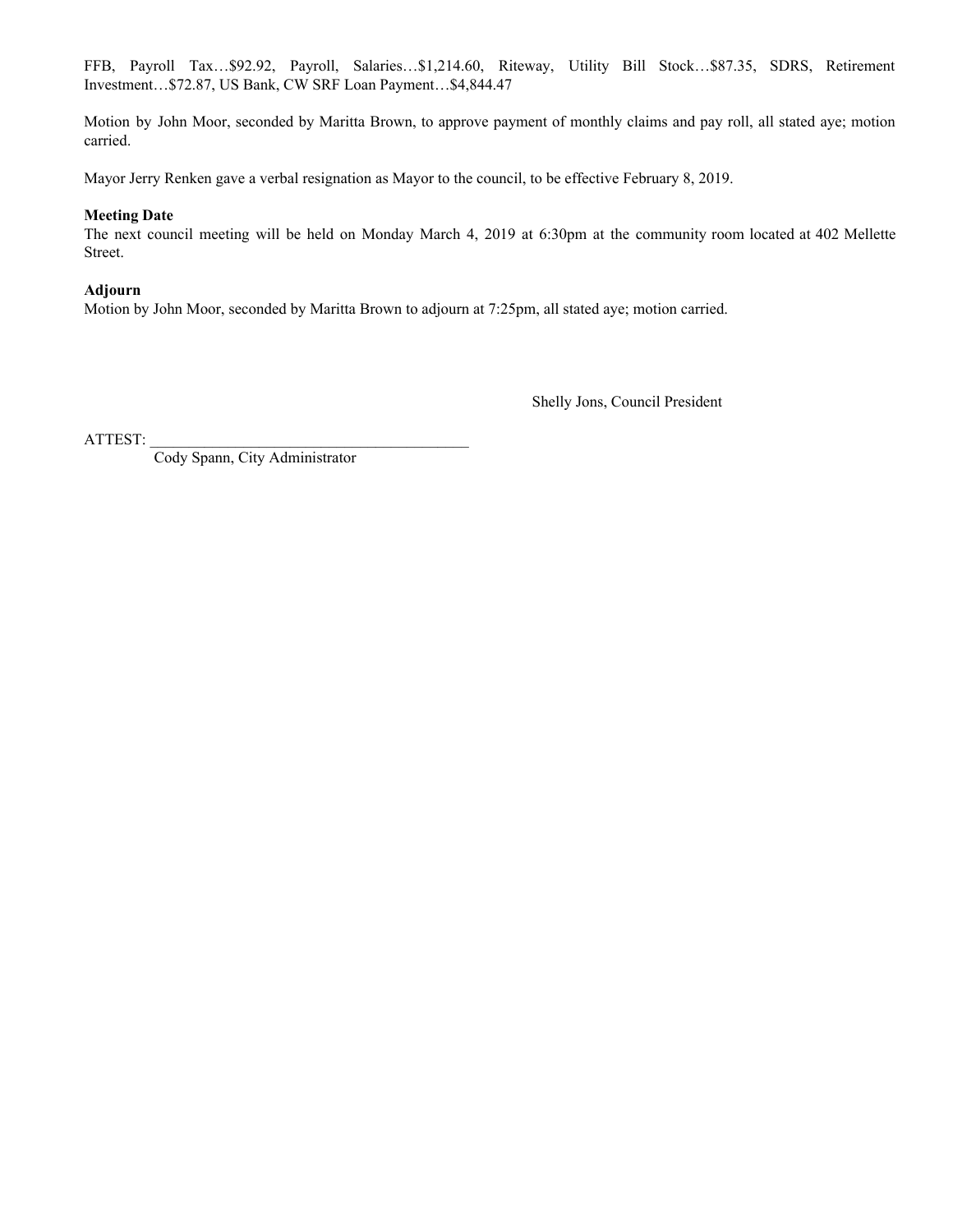FFB, Payroll Tax…$92.92, Payroll, Salaries…$1,214.60, Riteway, Utility Bill Stock…$87.35, SDRS, Retirement Investment…$72.87, US Bank, CW SRF Loan Payment…$4,844.47

Motion by John Moor, seconded by Maritta Brown, to approve payment of monthly claims and pay roll, all stated aye; motion carried.

Mayor Jerry Renken gave a verbal resignation as Mayor to the council, to be effective February 8, 2019.

**Meeting Date**
The next council meeting will be held on Monday March 4, 2019 at 6:30pm at the community room located at 402 Mellette Street.

**Adjourn**
Motion by John Moor, seconded by Maritta Brown to adjourn at 7:25pm, all stated aye; motion carried.

Shelly Jons, Council President

ATTEST: ___________________________________________
Cody Spann, City Administrator